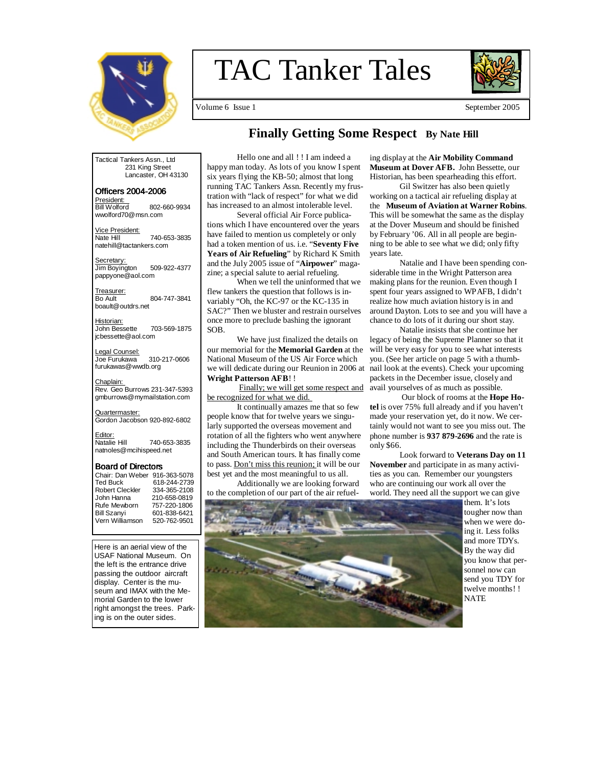# TAC Tanker Tales

Volume 6 Issue 1 September 2005

Tactical Tankers Assn., Ltd
231 King Street
Lancaster, OH 43130

### Officers 2004-2006

President:
Bill Wolford 802-660-9934
wwolford70@msn.com

Vice President:
Nate Hill 740-653-3835
natehill@tactankers.com

Secretary:
Jim Boyington 509-922-4377
pappyone@aol.com

Treasurer:
Bo Ault 804-747-3841
boault@outdrs.net

Historian:
John Bessette 703-569-1875
jcbessette@aol.com

Legal Counsel:
Joe Furukawa 310-217-0606
furukawas@wwdb.org

Chaplain:
Rev. Geo Burrows 231-347-5393
gmburrows@mymailstation.com

Quartermaster:
Gordon Jacobson 920-892-6802

Editor:
Natalie Hill 740-653-3835
natnoles@mcihispeed.net

### Board of Directors

Chair: Dan Weber 916-363-5078
Ted Buck 618-244-2739
Robert Cleckler 334-365-2108
John Hanna 210-658-0819
Rufe Mewborn 757-220-1806
Bill Szanyi 601-838-6421
Vern Williamson 520-762-9501

Here is an aerial view of the USAF National Museum. On the left is the entrance drive passing the outdoor aircraft display. Center is the museum and IMAX with the Memorial Garden to the lower right amongst the trees. Parking is on the outer sides.

## Finally Getting Some Respect **By Nate Hill**

Hello one and all ! ! I am indeed a happy man today. As lots of you know I spent six years flying the KB-50; almost that long running TAC Tankers Assn. Recently my frustration with "lack of respect" for what we did has increased to an almost intolerable level.

Several official Air Force publications which I have encountered over the years have failed to mention us completely or only had a token mention of us. i.e. "**Seventy Five Years of Air Refueling**" by Richard K Smith and the July 2005 issue of "**Airpower**" magazine; a special salute to aerial refueling.

When we tell the uninformed that we flew tankers the question that follows is invariably "Oh, the KC-97 or the KC-135 in SAC?" Then we bluster and restrain ourselves once more to preclude bashing the ignorant SOB.

We have just finalized the details on our memorial for the **Memorial Garden** at the National Museum of the US Air Force which we will dedicate during our Reunion in 2006 at **Wright Patterson AFB**! !

Finally; we will get some respect and be recognized for what we did.

It continually amazes me that so few people know that for twelve years we singularly supported the overseas movement and rotation of all the fighters who went anywhere including the Thunderbirds on their overseas and South American tours. It has finally come to pass. Don't miss this reunion; it will be our best yet and the most meaningful to us all.

Additionally we are looking forward to the completion of our part of the air refueling display at the **Air Mobility Command Museum at Dover AFB.** John Bessette, our Historian, has been spearheading this effort.

Gil Switzer has also been quietly working on a tactical air refueling display at the **Museum of Aviation at Warner Robins**. This will be somewhat the same as the display at the Dover Museum and should be finished by February '06. All in all people are beginning to be able to see what we did; only fifty years late.

Natalie and I have been spending considerable time in the Wright Patterson area making plans for the reunion. Even though I spent four years assigned to WPAFB, I didn't realize how much aviation history is in and around Dayton. Lots to see and you will have a chance to do lots of it during our short stay.

Natalie insists that she continue her legacy of being the Supreme Planner so that it will be very easy for you to see what interests you. (See her article on page 5 with a thumbnail look at the events). Check your upcoming packets in the December issue, closely and avail yourselves of as much as possible.

Our block of rooms at the **Hope Hotel** is over 75% full already and if you haven't made your reservation yet, do it now. We certainly would not want to see you miss out. The phone number is **937 879-2696** and the rate is only $66.

Look forward to **Veterans Day on 11 November** and participate in as many activities as you can. Remember our youngsters who are continuing our work all over the world. They need all the support we can give them. It's lots tougher now than when we were doing it. Less folks and more TDYs. By the way did you know that personnel now can send you TDY for twelve months! ! NATE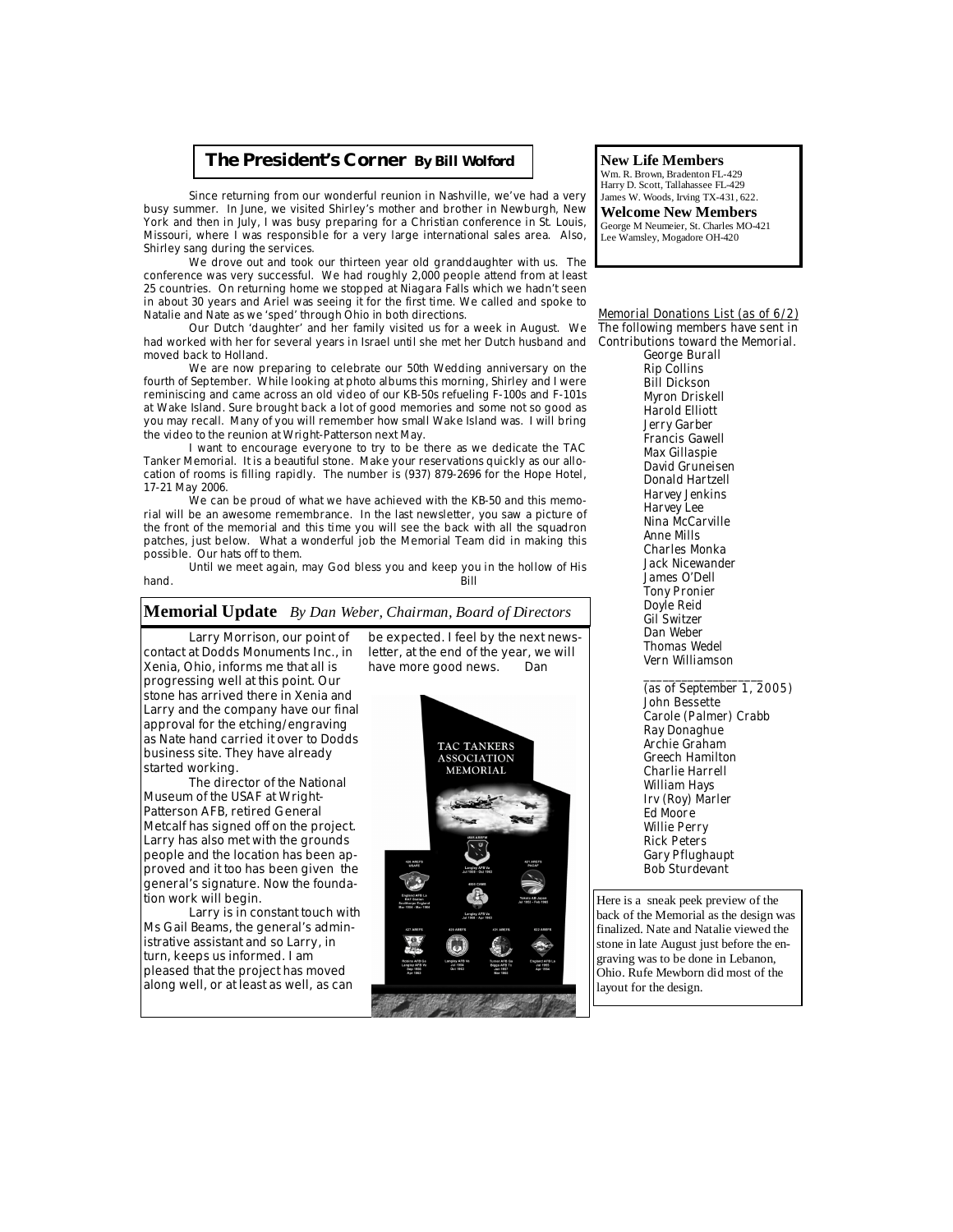## The President's Corner *By Bill Wolford*

Since returning from our wonderful reunion in Nashville, we've had a very busy summer. In June, we visited Shirley's mother and brother in Newburgh, New York and then in July, I was busy preparing for a Christian conference in St. Louis, Missouri, where I was responsible for a very large international sales area. Also, Shirley sang during the services.

We drove out and took our thirteen year old granddaughter with us. The conference was very successful. We had roughly 2,000 people attend from at least 25 countries. On returning home we stopped at Niagara Falls which we hadn't seen in about 30 years and Ariel was seeing it for the first time. We called and spoke to Natalie and Nate as we 'sped' through Ohio in both directions.

Our Dutch 'daughter' and her family visited us for a week in August. We had worked with her for several years in Israel until she met her Dutch husband and moved back to Holland.

We are now preparing to celebrate our 50th Wedding anniversary on the fourth of September. While looking at photo albums this morning, Shirley and I were reminiscing and came across an old video of our KB-50s refueling F-100s and F-101s at Wake Island. Sure brought back a lot of good memories and some not so good as you may recall. Many of you will remember how small Wake Island was. I will bring the video to the reunion at Wright-Patterson next May.

I want to encourage everyone to try to be there as we dedicate the TAC Tanker Memorial. It is a beautiful stone. Make your reservations quickly as our allocation of rooms is filling rapidly. The number is (937) 879-2696 for the Hope Hotel, 17-21 May 2006.

We can be proud of what we have achieved with the KB-50 and this memorial will be an awesome remembrance. In the last newsletter, you saw a picture of the front of the memorial and this time you will see the back with all the squadron patches, just below. What a wonderful job the Memorial Team did in making this possible. Our hats off to them.

Until we meet again, may God bless you and keep you in the hollow of His hand.

Bill

## Memorial Update *By Dan Weber, Chairman, Board of Directors*

Larry Morrison, our point of contact at Dodds Monuments Inc., in Xenia, Ohio, informs me that all is progressing well at this point. Our stone has arrived there in Xenia and Larry and the company have our final approval for the etching/engraving as Nate hand carried it over to Dodds business site. They have already started working.

The director of the National Museum of the USAF at Wright-Patterson AFB, retired General Metcalf has signed off on the project. Larry has also met with the grounds people and the location has been approved and it too has been given the general's signature. Now the foundation work will begin.

Larry is in constant touch with Ms Gail Beams, the general's administrative assistant and so Larry, in turn, keeps us informed. I am pleased that the project has moved along well, or at least as well, as can be expected. I feel by the next newsletter, at the end of the year, we will have more good news.

Dan

Here is a sneak peek preview of the back of the Memorial as the design was finalized. Nate and Natalie viewed the stone in late August just before the engraving was to be done in Lebanon, Ohio. Rufe Mewborn did most of the layout for the design.

### New Life Members

Wm. R. Brown, Bradenton FL-429
Harry D. Scott, Tallahassee FL-429
James W. Woods, Irving TX-431, 622.

### Welcome New Members

George M Neumeier, St. Charles MO-421
Lee Wamsley, Mogadore OH-420

Memorial Donations List (as of 6/2)

The following members have sent in Contributions toward the Memorial.

George Burall
Rip Collins
Bill Dickson
Myron Driskell
Harold Elliott
Jerry Garber
Francis Gawell
Max Gillaspie
David Gruneisen
Donald Hartzell
Harvey Jenkins
Harvey Lee
Nina McCarville
Anne Mills
Charles Monka
Jack Nicewander
James O'Dell
Tony Pronier
Doyle Reid
Gil Switzer
Dan Weber
Thomas Wedel
Vern Williamson

(as of September 1, 2005)

John Bessette
Carole (Palmer) Crabb
Ray Donaghue
Archie Graham
Greech Hamilton
Charlie Harrell
William Hays
Irv (Roy) Marler
Ed Moore
Willie Perry
Rick Peters
Gary Pflughaupt
Bob Sturdevant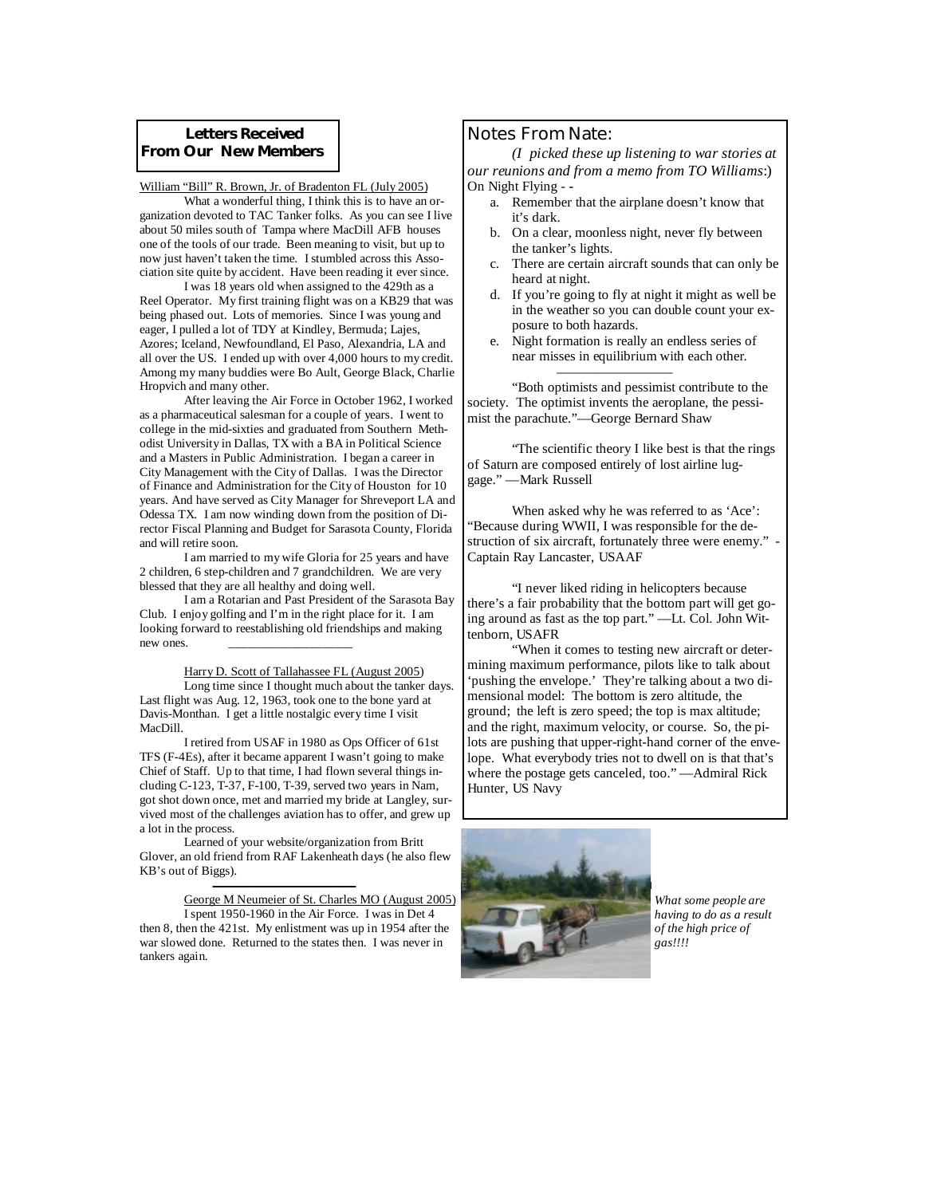## Letters Received From Our New Members

William "Bill" R. Brown, Jr. of Bradenton FL (July 2005)

What a wonderful thing, I think this is to have an organization devoted to TAC Tanker folks. As you can see I live about 50 miles south of Tampa where MacDill AFB houses one of the tools of our trade. Been meaning to visit, but up to now just haven't taken the time. I stumbled across this Association site quite by accident. Have been reading it ever since.

I was 18 years old when assigned to the 429th as a Reel Operator. My first training flight was on a KB29 that was being phased out. Lots of memories. Since I was young and eager, I pulled a lot of TDY at Kindley, Bermuda; Lajes, Azores; Iceland, Newfoundland, El Paso, Alexandria, LA and all over the US. I ended up with over 4,000 hours to my credit. Among my many buddies were Bo Ault, George Black, Charlie Hropvich and many other.

After leaving the Air Force in October 1962, I worked as a pharmaceutical salesman for a couple of years. I went to college in the mid-sixties and graduated from Southern Methodist University in Dallas, TX with a BA in Political Science and a Masters in Public Administration. I began a career in City Management with the City of Dallas. I was the Director of Finance and Administration for the City of Houston for 10 years. And have served as City Manager for Shreveport LA and Odessa TX. I am now winding down from the position of Director Fiscal Planning and Budget for Sarasota County, Florida and will retire soon.

I am married to my wife Gloria for 25 years and have 2 children, 6 step-children and 7 grandchildren. We are very blessed that they are all healthy and doing well.

I am a Rotarian and Past President of the Sarasota Bay Club. I enjoy golfing and I'm in the right place for it. I am looking forward to reestablishing old friendships and making new ones.

---

Harry D. Scott of Tallahassee FL (August 2005)

Long time since I thought much about the tanker days. Last flight was Aug. 12, 1963, took one to the bone yard at Davis-Monthan. I get a little nostalgic every time I visit MacDill.

I retired from USAF in 1980 as Ops Officer of 61st TFS (F-4Es), after it became apparent I wasn't going to make Chief of Staff. Up to that time, I had flown several things including C-123, T-37, F-100, T-39, served two years in Nam, got shot down once, met and married my bride at Langley, survived most of the challenges aviation has to offer, and grew up a lot in the process.

Learned of your website/organization from Britt Glover, an old friend from RAF Lakenheath days (he also flew KB's out of Biggs).

---

George M Neumeier of St. Charles MO (August 2005)

I spent 1950-1960 in the Air Force. I was in Det 4 then 8, then the 421st. My enlistment was up in 1954 after the war slowed done. Returned to the states then. I was never in tankers again.

## Notes From Nate:

*(I picked these up listening to war stories at our reunions and from a memo from TO Williams:)*

On Night Flying - -

a. Remember that the airplane doesn't know that it's dark.
b. On a clear, moonless night, never fly between the tanker's lights.
c. There are certain aircraft sounds that can only be heard at night.
d. If you're going to fly at night it might as well be in the weather so you can double count your exposure to both hazards.
e. Night formation is really an endless series of near misses in equilibrium with each other.

---

"Both optimists and pessimist contribute to the society. The optimist invents the aeroplane, the pessimist the parachute."—George Bernard Shaw

"The scientific theory I like best is that the rings of Saturn are composed entirely of lost airline luggage." —Mark Russell

When asked why he was referred to as 'Ace': "Because during WWII, I was responsible for the destruction of six aircraft, fortunately three were enemy." - Captain Ray Lancaster, USAAF

"I never liked riding in helicopters because there's a fair probability that the bottom part will get going around as fast as the top part." —Lt. Col. John Wittenborn, USAFR

"When it comes to testing new aircraft or determining maximum performance, pilots like to talk about 'pushing the envelope.' They're talking about a two dimensional model: The bottom is zero altitude, the ground; the left is zero speed; the top is max altitude; and the right, maximum velocity, or course. So, the pilots are pushing that upper-right-hand corner of the envelope. What everybody tries not to dwell on is that that's where the postage gets canceled, too." —Admiral Rick Hunter, US Navy

*What some people are having to do as a result of the high price of gas!!!!*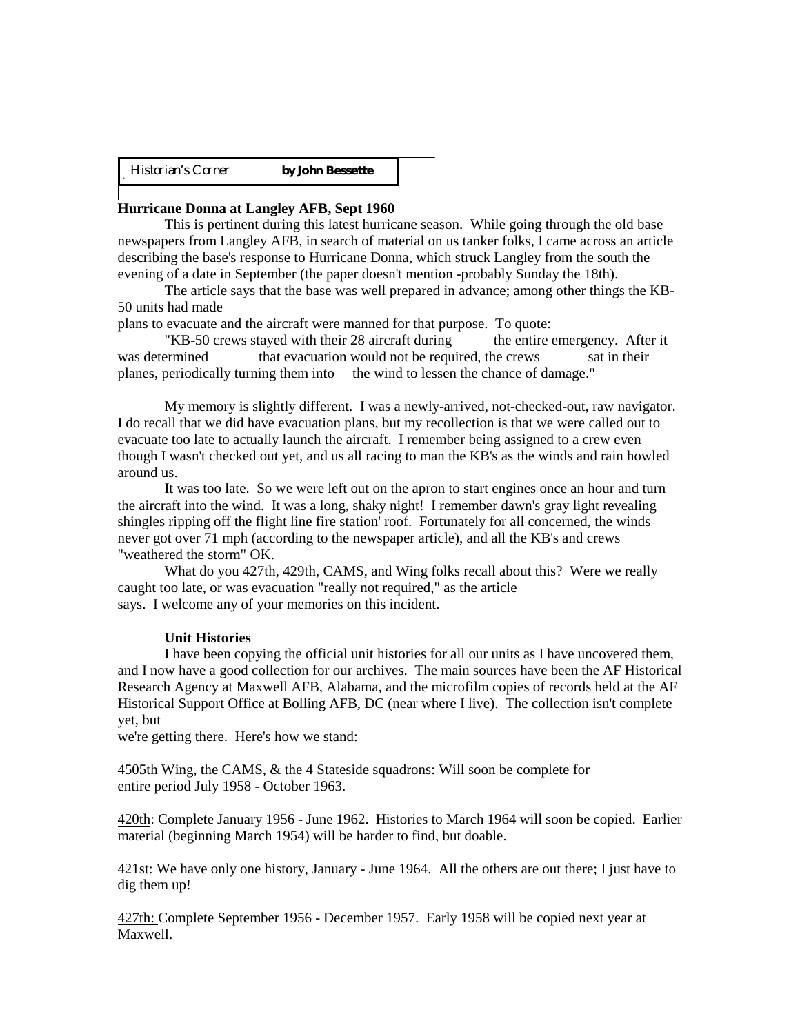*Historian's Corner* **by John Bessette**

**Hurricane Donna at Langley AFB, Sept 1960**

This is pertinent during this latest hurricane season. While going through the old base newspapers from Langley AFB, in search of material on us tanker folks, I came across an article describing the base's response to Hurricane Donna, which struck Langley from the south the evening of a date in September (the paper doesn't mention -probably Sunday the 18th).

The article says that the base was well prepared in advance; among other things the KB-50 units had made plans to evacuate and the aircraft were manned for that purpose. To quote:

"KB-50 crews stayed with their 28 aircraft during the entire emergency. After it was determined that evacuation would not be required, the crews sat in their planes, periodically turning them into the wind to lessen the chance of damage."

My memory is slightly different. I was a newly-arrived, not-checked-out, raw navigator. I do recall that we did have evacuation plans, but my recollection is that we were called out to evacuate too late to actually launch the aircraft. I remember being assigned to a crew even though I wasn't checked out yet, and us all racing to man the KB's as the winds and rain howled around us.

It was too late. So we were left out on the apron to start engines once an hour and turn the aircraft into the wind. It was a long, shaky night! I remember dawn's gray light revealing shingles ripping off the flight line fire station' roof. Fortunately for all concerned, the winds never got over 71 mph (according to the newspaper article), and all the KB's and crews "weathered the storm" OK.

What do you 427th, 429th, CAMS, and Wing folks recall about this? Were we really caught too late, or was evacuation "really not required," as the article says. I welcome any of your memories on this incident.

**Unit Histories**

I have been copying the official unit histories for all our units as I have uncovered them, and I now have a good collection for our archives. The main sources have been the AF Historical Research Agency at Maxwell AFB, Alabama, and the microfilm copies of records held at the AF Historical Support Office at Bolling AFB, DC (near where I live). The collection isn't complete yet, but we're getting there. Here's how we stand:

4505th Wing, the CAMS, & the 4 Stateside squadrons: Will soon be complete for entire period July 1958 - October 1963.

420th: Complete January 1956 - June 1962. Histories to March 1964 will soon be copied. Earlier material (beginning March 1954) will be harder to find, but doable.

421st: We have only one history, January - June 1964. All the others are out there; I just have to dig them up!

427th: Complete September 1956 - December 1957. Early 1958 will be copied next year at Maxwell.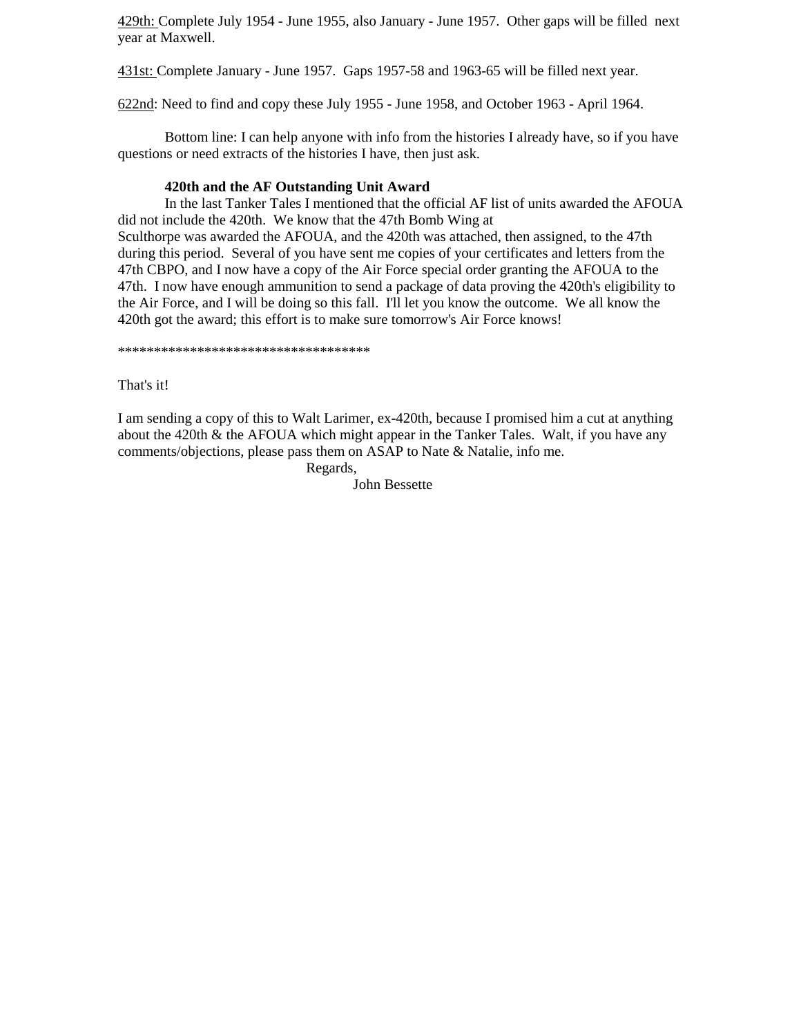<u>429th:</u> Complete July 1954 - June 1955, also January - June 1957. Other gaps will be filled next year at Maxwell.

<u>431st:</u> Complete January - June 1957. Gaps 1957-58 and 1963-65 will be filled next year.

<u>622nd</u>: Need to find and copy these July 1955 - June 1958, and October 1963 - April 1964.

Bottom line: I can help anyone with info from the histories I already have, so if you have questions or need extracts of the histories I have, then just ask.

**420th and the AF Outstanding Unit Award**

In the last Tanker Tales I mentioned that the official AF list of units awarded the AFOUA did not include the 420th. We know that the 47th Bomb Wing at Sculthorpe was awarded the AFOUA, and the 420th was attached, then assigned, to the 47th during this period. Several of you have sent me copies of your certificates and letters from the 47th CBPO, and I now have a copy of the Air Force special order granting the AFOUA to the 47th. I now have enough ammunition to send a package of data proving the 420th's eligibility to the Air Force, and I will be doing so this fall. I'll let you know the outcome. We all know the 420th got the award; this effort is to make sure tomorrow's Air Force knows!

************************************

That's it!

I am sending a copy of this to Walt Larimer, ex-420th, because I promised him a cut at anything about the 420th & the AFOUA which might appear in the Tanker Tales. Walt, if you have any comments/objections, please pass them on ASAP to Nate & Natalie, info me.

Regards,

John Bessette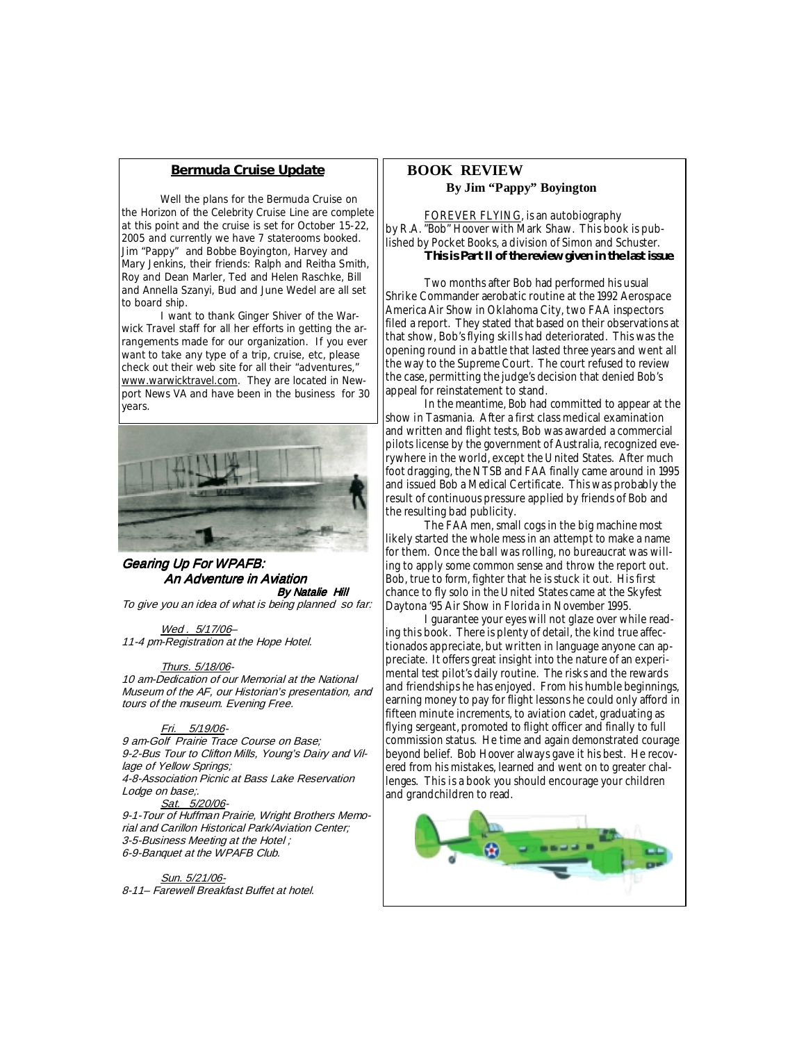## Bermuda Cruise Update

Well the plans for the Bermuda Cruise on the Horizon of the Celebrity Cruise Line are complete at this point and the cruise is set for October 15-22, 2005 and currently we have 7 staterooms booked. Jim "Pappy" and Bobbe Boyington, Harvey and Mary Jenkins, their friends: Ralph and Reitha Smith, Roy and Dean Marler, Ted and Helen Raschke, Bill and Annella Szanyi, Bud and June Wedel are all set to board ship.

I want to thank Ginger Shiver of the Warwick Travel staff for all her efforts in getting the arrangements made for our organization. If you ever want to take any type of a trip, cruise, etc, please check out their web site for all their "adventures," www.warwicktravel.com. They are located in Newport News VA and have been in the business for 30 years.

## *Gearing Up For WPAFB: An Adventure in Aviation*

***By Natalie Hill***

*To give you an idea of what is being planned so far:*

*Wed . 5/17/06–*
*11-4 pm-Registration at the Hope Hotel.*

*Thurs. 5/18/06-*
*10 am-Dedication of our Memorial at the National Museum of the AF, our Historian's presentation, and tours of the museum. Evening Free.*

*Fri. 5/19/06-*
*9 am-Golf Prairie Trace Course on Base;*
*9-2-Bus Tour to Clifton Mills, Young's Dairy and Village of Yellow Springs;*
*4-8-Association Picnic at Bass Lake Reservation Lodge on base;.*

*Sat. 5/20/06-*
*9-1-Tour of Huffman Prairie, Wright Brothers Memorial and Carillon Historical Park/Aviation Center;*
*3-5-Business Meeting at the Hotel ;*
*6-9-Banquet at the WPAFB Club.*

*Sun. 5/21/06-*
*8-11– Farewell Breakfast Buffet at hotel.*

## BOOK REVIEW

**By Jim "Pappy" Boyington**

FOREVER FLYING, is an autobiography by R.A. "Bob" Hoover with Mark Shaw. This book is published by Pocket Books, a division of Simon and Schuster.

***This is Part II of the review given in the last issue***

Two months after Bob had performed his usual Shrike Commander aerobatic routine at the 1992 Aerospace America Air Show in Oklahoma City, two FAA inspectors filed a report. They stated that based on their observations at that show, Bob's flying skills had deteriorated. This was the opening round in a battle that lasted three years and went all the way to the Supreme Court. The court refused to review the case, permitting the judge's decision that denied Bob's appeal for reinstatement to stand.

In the meantime, Bob had committed to appear at the show in Tasmania. After a first class medical examination and written and flight tests, Bob was awarded a commercial pilots license by the government of Australia, recognized everywhere in the world, except the United States. After much foot dragging, the NTSB and FAA finally came around in 1995 and issued Bob a Medical Certificate. This was probably the result of continuous pressure applied by friends of Bob and the resulting bad publicity.

The FAA men, small cogs in the big machine most likely started the whole mess in an attempt to make a name for them. Once the ball was rolling, no bureaucrat was willing to apply some common sense and throw the report out. Bob, true to form, fighter that he is stuck it out. His first chance to fly solo in the United States came at the Skyfest Daytona '95 Air Show in Florida in November 1995.

I guarantee your eyes will not glaze over while reading this book. There is plenty of detail, the kind true affectionados appreciate, but written in language anyone can appreciate. It offers great insight into the nature of an experimental test pilot's daily routine. The risks and the rewards and friendships he has enjoyed. From his humble beginnings, earning money to pay for flight lessons he could only afford in fifteen minute increments, to aviation cadet, graduating as flying sergeant, promoted to flight officer and finally to full commission status. He time and again demonstrated courage beyond belief. Bob Hoover always gave it his best. He recovered from his mistakes, learned and went on to greater challenges. This is a book you should encourage your children and grandchildren to read.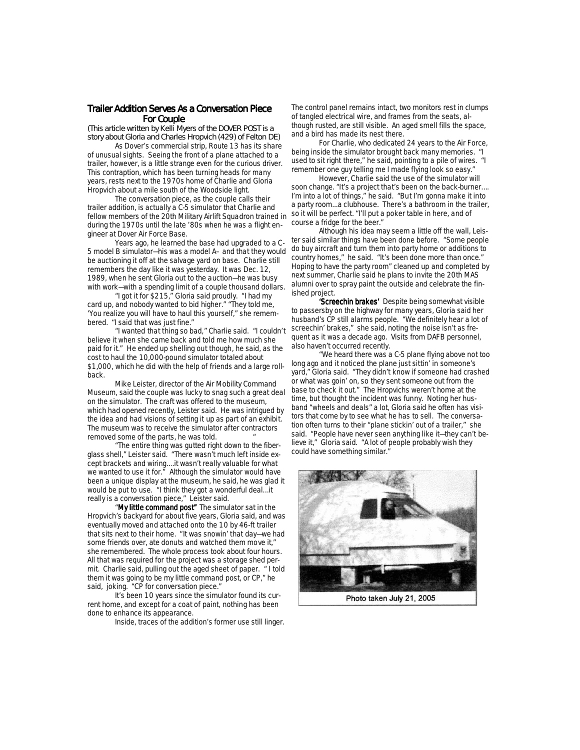## Trailer Addition Serves As a Conversation Piece For Couple

(This article written by Kelli Myers of the DOVER POST is a story about Gloria and Charles Hropvich (429) of Felton DE)

As Dover's commercial strip, Route 13 has its share of unusual sights. Seeing the front of a plane attached to a trailer, however, is a little strange even for the curious driver. This contraption, which has been turning heads for many years, rests next to the 1970s home of Charlie and Gloria Hropvich about a mile south of the Woodside light.

The conversation piece, as the couple calls their trailer addition, is actually a C-5 simulator that Charlie and fellow members of the 20th Military Airlift Squadron trained in during the 1970s until the late '80s when he was a flight engineer at Dover Air Force Base.

Years ago, he learned the base had upgraded to a C-5 model B simulator—his was a model A– and that they would be auctioning it off at the salvage yard on base. Charlie still remembers the day like it was yesterday. It was Dec. 12, 1989, when he sent Gloria out to the auction—he was busy with work—with a spending limit of a couple thousand dollars.

"I got it for $215," Gloria said proudly. "I had my card up, and nobody wanted to bid higher." "They told me, 'You realize you will have to haul this yourself,' she remembered. "I said that was just fine."

"I wanted that thing so bad," Charlie said. "I couldn't believe it when she came back and told me how much she paid for it." He ended up shelling out though, he said, as the cost to haul the 10,000-pound simulator totaled about $1,000, which he did with the help of friends and a large rollback.

Mike Leister, director of the Air Mobility Command Museum, said the couple was lucky to snag such a great deal on the simulator. The craft was offered to the museum, which had opened recently, Leister said. He was intrigued by the idea and had visions of setting it up as part of an exhibit. The museum was to receive the simulator after contractors removed some of the parts, he was told.

"The entire thing was gutted right down to the fiberglass shell," Leister said. "There wasn't much left inside except brackets and wiring....it wasn't really valuable for what we wanted to use it for." Although the simulator would have been a unique display at the museum, he said, he was glad it would be put to use. "I think they got a wonderful deal...it really is a conversation piece," Leister said.

**"My little command post"** The simulator sat in the Hropvich's backyard for about five years, Gloria said, and was eventually moved and attached onto the 10 by 46-ft trailer that sits next to their home. "It was snowin' that day—we had some friends over, ate donuts and watched them move it," she remembered. The whole process took about four hours. All that was required for the project was a storage shed permit. Charlie said, pulling out the aged sheet of paper. " I told them it was going to be my little command post, or CP," he said, joking. "CP for conversation piece."

It's been 10 years since the simulator found its current home, and except for a coat of paint, nothing has been done to enhance its appearance.

Inside, traces of the addition's former use still linger. The control panel remains intact, two monitors rest in clumps of tangled electrical wire, and frames from the seats, although rusted, are still visible. An aged smell fills the space, and a bird has made its nest there.

For Charlie, who dedicated 24 years to the Air Force, being inside the simulator brought back many memories. "I used to sit right there," he said, pointing to a pile of wires. "I remember one guy telling me I made flying look so easy."

However, Charlie said the use of the simulator will soon change. "It's a project that's been on the back-burner.... I'm into a lot of things," he said. "But I'm gonna make it into a party room...a clubhouse. There's a bathroom in the trailer, so it will be perfect. "I'll put a poker table in here, and of course a fridge for the beer."

Although his idea may seem a little off the wall, Leister said similar things have been done before. "Some people do buy aircraft and turn them into party home or additions to country homes," he said. "It's been done more than once." Hoping to have the party room" cleaned up and completed by next summer, Charlie said he plans to invite the 20th MAS alumni over to spray paint the outside and celebrate the finished project.

**'Screechin brakes'** Despite being somewhat visible to passersby on the highway for many years, Gloria said her husband's CP still alarms people. "We definitely hear a lot of screechin' brakes," she said, noting the noise isn't as frequent as it was a decade ago. Visits from DAFB personnel, also haven't occurred recently.

"We heard there was a C-5 plane flying above not too long ago and it noticed the plane just sittin' in someone's yard," Gloria said. "They didn't know if someone had crashed or what was goin' on, so they sent someone out from the base to check it out." The Hropvichs weren't home at the time, but thought the incident was funny. Noting her husband "wheels and deals" a lot, Gloria said he often has visitors that come by to see what he has to sell. The conversation often turns to their "plane stickin' out of a trailer," she said. "People have never seen anything like it—they can't believe it," Gloria said. "A lot of people probably wish they could have something similar."

Photo taken July 21, 2005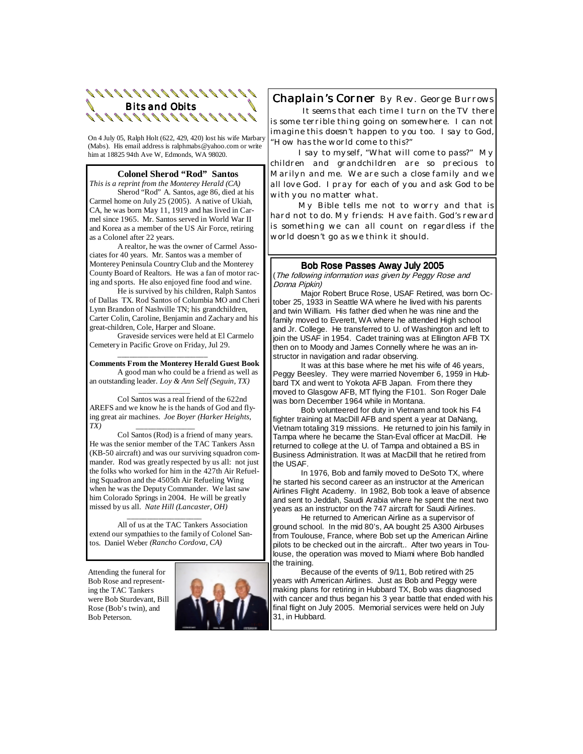## Bits and Obits

On 4 July 05, Ralph Holt (622, 429, 420) lost his wife Marbary (Mabs). His email address is ralphmabs@yahoo.com or write him at 18825 94th Ave W, Edmonds, WA 98020.

### Colonel Sherod "Rod" Santos

*This is a reprint from the Monterey Herald (CA)*

Sherod "Rod" A. Santos, age 86, died at his Carmel home on July 25 (2005). A native of Ukiah, CA, he was born May 11, 1919 and has lived in Carmel since 1965. Mr. Santos served in World War II and Korea as a member of the US Air Force, retiring as a Colonel after 22 years.

A realtor, he was the owner of Carmel Associates for 40 years. Mr. Santos was a member of Monterey Peninsula Country Club and the Monterey County Board of Realtors. He was a fan of motor racing and sports. He also enjoyed fine food and wine.

He is survived by his children, Ralph Santos of Dallas TX. Rod Santos of Columbia MO and Cheri Lynn Brandon of Nashville TN; his grandchildren, Carter Colin, Caroline, Benjamin and Zachary and his great-children, Cole, Harper and Sloane.

Graveside services were held at El Carmelo Cemetery in Pacific Grove on Friday, Jul 29.

**Comments From the Monterey Herald Guest Book**

A good man who could be a friend as well as an outstanding leader. *Loy & Ann Self (Seguin, TX)*

Col Santos was a real friend of the 622nd AREFS and we know he is the hands of God and flying great air machines. *Joe Boyer (Harker Heights, TX)*

Col Santos (Rod) is a friend of many years. He was the senior member of the TAC Tankers Assn (KB-50 aircraft) and was our surviving squadron commander. Rod was greatly respected by us all: not just the folks who worked for him in the 427th Air Refueling Squadron and the 4505th Air Refueling Wing when he was the Deputy Commander. We last saw him Colorado Springs in 2004. He will be greatly missed by us all. *Nate Hill (Lancaster, OH)*

All of us at the TAC Tankers Association extend our sympathies to the family of Colonel Santos. Daniel Weber *(Rancho Cordova, CA)*

Attending the funeral for Bob Rose and representing the TAC Tankers were Bob Sturdevant, Bill Rose (Bob's twin), and Bob Peterson.

## Chaplain's Corner By Rev. George Burrows

It seems that each time I turn on the TV there is some terrible thing going on somewhere. I can not imagine this doesn't happen to you too. I say to God, "How has the world come to this?"

I say to myself, "What will come to pass?" My children and grandchildren are so precious to Marilyn and me. We are such a close family and we all love God. I pray for each of you and ask God to be with you no matter what.

My Bible tells me not to worry and that is hard not to do. My friends: Have faith. God's reward is something we can all count on regardless if the world doesn't go as we think it should.

### Bob Rose Passes Away July 2005

(*The following information was given by Peggy Rose and Donna Pipkin)*

Major Robert Bruce Rose, USAF Retired, was born October 25, 1933 in Seattle WA where he lived with his parents and twin William. His father died when he was nine and the family moved to Everett, WA where he attended High school and Jr. College. He transferred to U. of Washington and left to join the USAF in 1954. Cadet training was at Ellington AFB TX then on to Moody and James Connelly where he was an instructor in navigation and radar observing.

It was at this base where he met his wife of 46 years, Peggy Beesley. They were married November 6, 1959 in Hubbard TX and went to Yokota AFB Japan. From there they moved to Glasgow AFB, MT flying the F101. Son Roger Dale was born December 1964 while in Montana.

Bob volunteered for duty in Vietnam and took his F4 fighter training at MacDill AFB and spent a year at DaNang, Vietnam totaling 319 missions. He returned to join his family in Tampa where he became the Stan-Eval officer at MacDill. He returned to college at the U. of Tampa and obtained a BS in Business Administration. It was at MacDill that he retired from the USAF.

In 1976, Bob and family moved to DeSoto TX, where he started his second career as an instructor at the American Airlines Flight Academy. In 1982, Bob took a leave of absence and sent to Jeddah, Saudi Arabia where he spent the next two years as an instructor on the 747 aircraft for Saudi Airlines.

He returned to American Airline as a supervisor of ground school. In the mid 80's, AA bought 25 A300 Airbuses from Toulouse, France, where Bob set up the American Airline pilots to be checked out in the aircraft.. After two years in Toulouse, the operation was moved to Miami where Bob handled the training.

Because of the events of 9/11, Bob retired with 25 years with American Airlines. Just as Bob and Peggy were making plans for retiring in Hubbard TX, Bob was diagnosed with cancer and thus began his 3 year battle that ended with his final flight on July 2005. Memorial services were held on July 31, in Hubbard.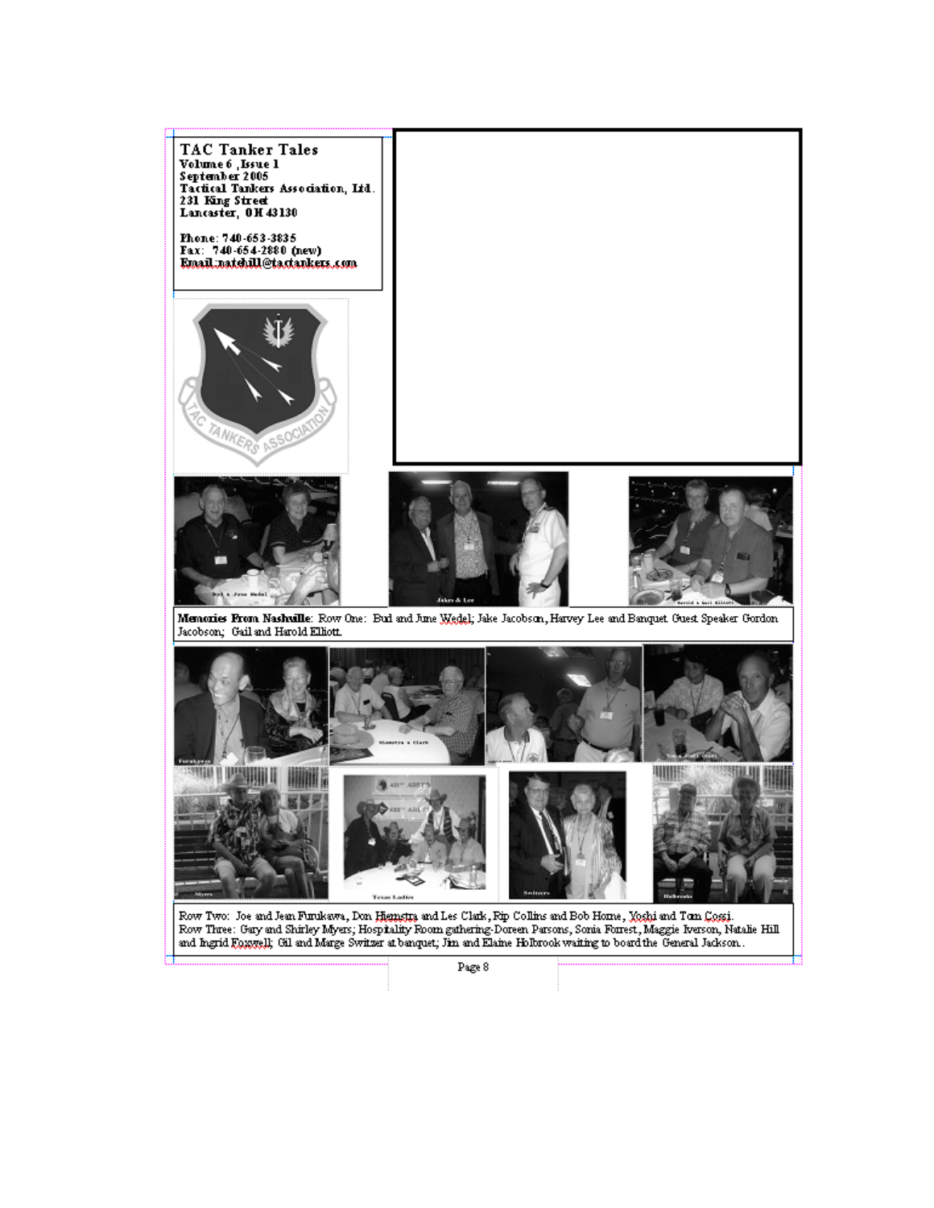**TAC Tanker Tales**
**Volume 6 ,Issue 1**
**September 2005**
**Tactical Tankers Association, Ltd.**
**231 King Street**
**Lancaster, OH 43130**

**Phone: 740-653-3835**
**Fax: 740-654-2880 (new)**
**Email:natehill@tactankers.com**

**Memories From Nashville**: Row One: Bud and June Wedel; Jake Jacobson, Harvey Lee and Banquet Guest Speaker Gordon Jacobson; Gail and Harold Elliott.

Row Two: Joe and Jean Furukawa, Don Hiemstra and Les Clark, Rip Collins and Bob Horne, Yoshi and Tom Cossi.
Row Three: Gary and Shirley Myers; Hospitality Room gathering-Doreen Parsons, Sonia Forrest, Maggie Iverson, Natalie Hill and Ingrid Foxwell; Gil and Marge Switzer at banquet; Jim and Elaine Holbrook waiting to board the General Jackson.